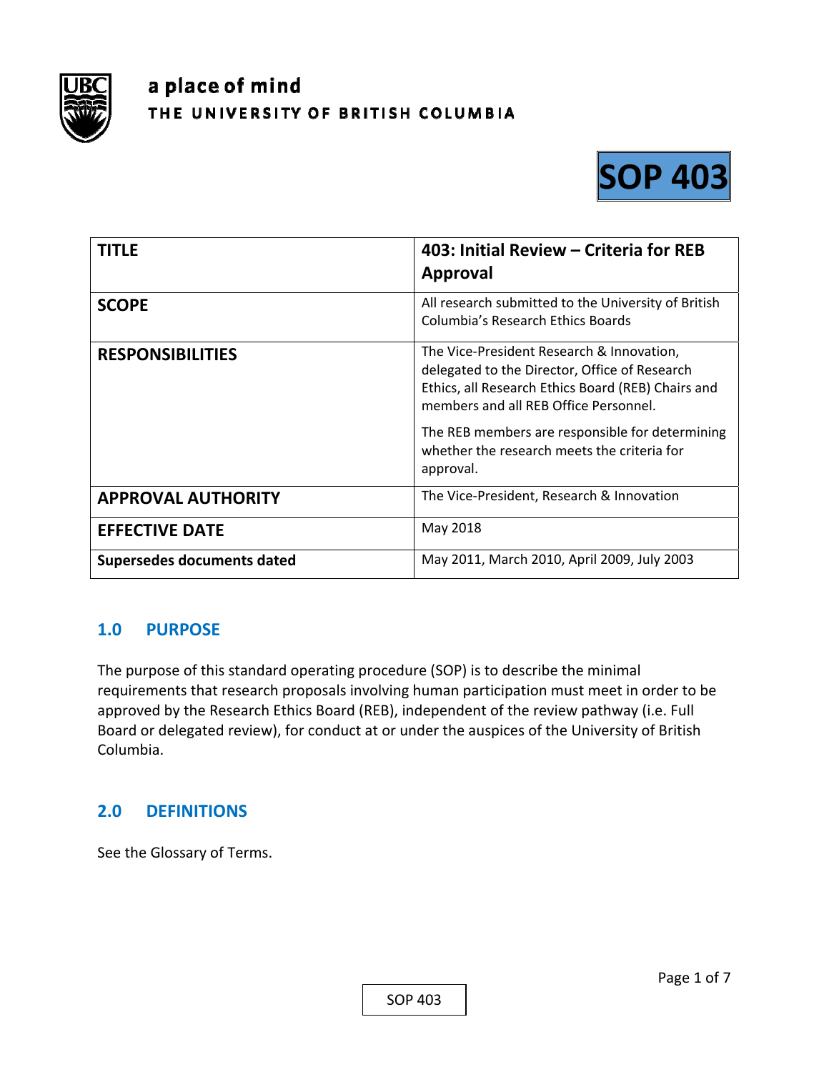a place of mind

THE UNIVERSITY OF BRITISH COLUMBIA

**SOP 403**

| **TITLE** | **403: Initial Review – Criteria for REB Approval** |
|---|---|
| **SCOPE** | All research submitted to the University of British Columbia's Research Ethics Boards |
| **RESPONSIBILITIES** | The Vice-President Research & Innovation, delegated to the Director, Office of Research Ethics, all Research Ethics Board (REB) Chairs and members and all REB Office Personnel.<br><br>The REB members are responsible for determining whether the research meets the criteria for approval. |
| **APPROVAL AUTHORITY** | The Vice-President, Research & Innovation |
| **EFFECTIVE DATE** | May 2018 |
| **Supersedes documents dated** | May 2011, March 2010, April 2009, July 2003 |

## 1.0 PURPOSE

The purpose of this standard operating procedure (SOP) is to describe the minimal requirements that research proposals involving human participation must meet in order to be approved by the Research Ethics Board (REB), independent of the review pathway (i.e. Full Board or delegated review), for conduct at or under the auspices of the University of British Columbia.

## 2.0 DEFINITIONS

See the Glossary of Terms.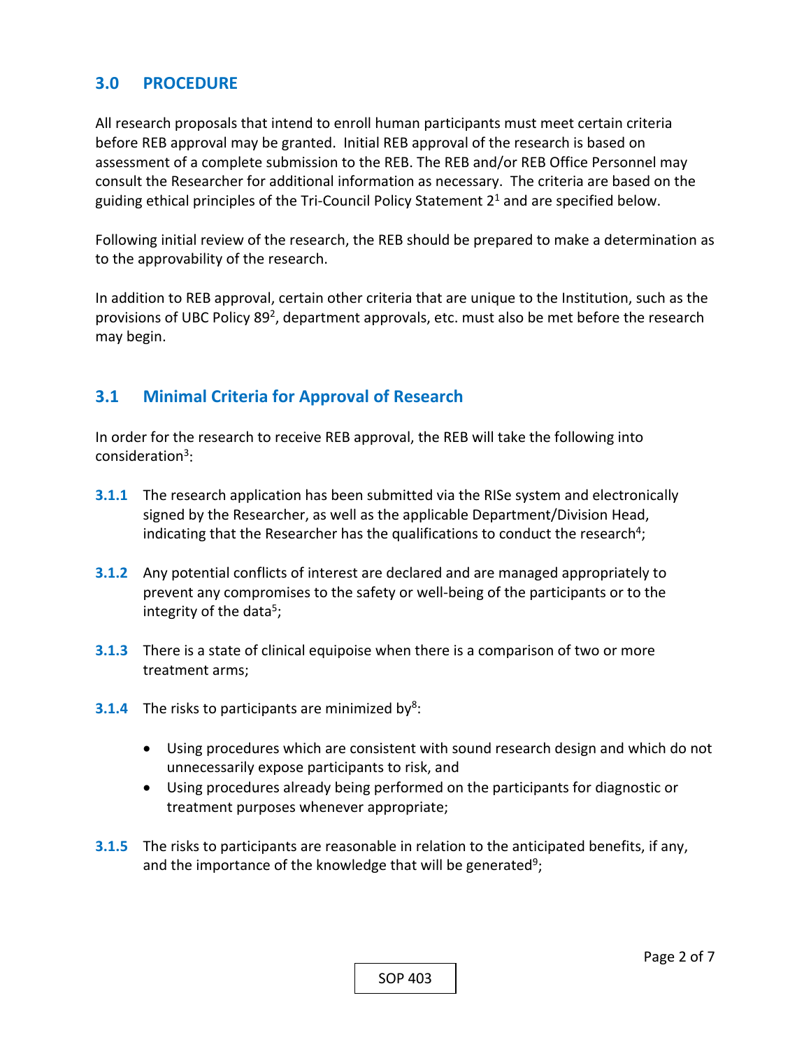## 3.0 PROCEDURE

All research proposals that intend to enroll human participants must meet certain criteria before REB approval may be granted. Initial REB approval of the research is based on assessment of a complete submission to the REB. The REB and/or REB Office Personnel may consult the Researcher for additional information as necessary. The criteria are based on the guiding ethical principles of the Tri-Council Policy Statement 2[1] and are specified below.

Following initial review of the research, the REB should be prepared to make a determination as to the approvability of the research.

In addition to REB approval, certain other criteria that are unique to the Institution, such as the provisions of UBC Policy 89[2], department approvals, etc. must also be met before the research may begin.

### 3.1 Minimal Criteria for Approval of Research

In order for the research to receive REB approval, the REB will take the following into consideration[3]:

**3.1.1** The research application has been submitted via the RISe system and electronically signed by the Researcher, as well as the applicable Department/Division Head, indicating that the Researcher has the qualifications to conduct the research[4];

**3.1.2** Any potential conflicts of interest are declared and are managed appropriately to prevent any compromises to the safety or well-being of the participants or to the integrity of the data[5];

**3.1.3** There is a state of clinical equipoise when there is a comparison of two or more treatment arms;

**3.1.4** The risks to participants are minimized by[8]:

- Using procedures which are consistent with sound research design and which do not unnecessarily expose participants to risk, and
- Using procedures already being performed on the participants for diagnostic or treatment purposes whenever appropriate;

**3.1.5** The risks to participants are reasonable in relation to the anticipated benefits, if any, and the importance of the knowledge that will be generated[9];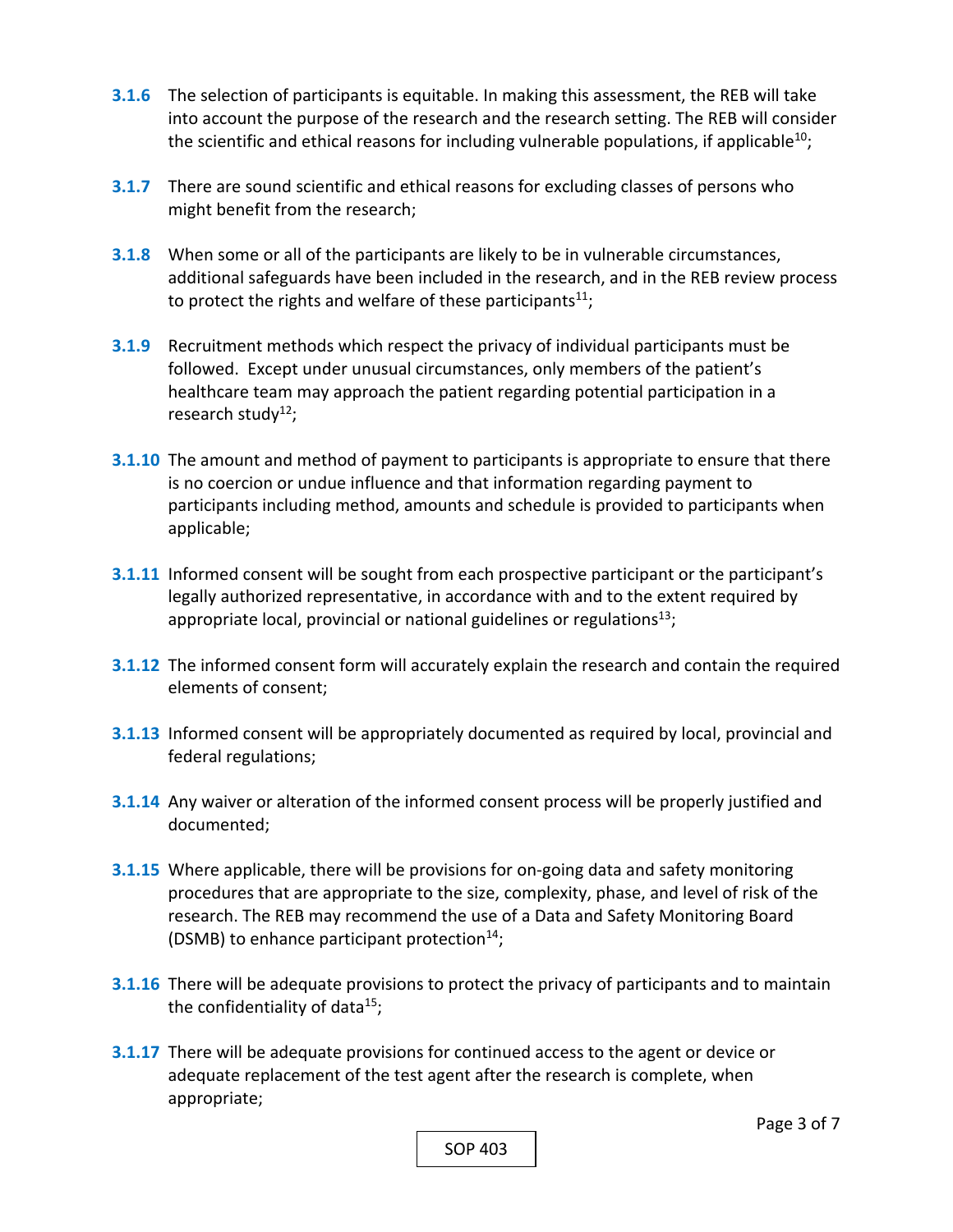**3.1.6** The selection of participants is equitable. In making this assessment, the REB will take into account the purpose of the research and the research setting. The REB will consider the scientific and ethical reasons for including vulnerable populations, if applicable[10];

**3.1.7** There are sound scientific and ethical reasons for excluding classes of persons who might benefit from the research;

**3.1.8** When some or all of the participants are likely to be in vulnerable circumstances, additional safeguards have been included in the research, and in the REB review process to protect the rights and welfare of these participants[11];

**3.1.9** Recruitment methods which respect the privacy of individual participants must be followed. Except under unusual circumstances, only members of the patient's healthcare team may approach the patient regarding potential participation in a research study[12];

**3.1.10** The amount and method of payment to participants is appropriate to ensure that there is no coercion or undue influence and that information regarding payment to participants including method, amounts and schedule is provided to participants when applicable;

**3.1.11** Informed consent will be sought from each prospective participant or the participant's legally authorized representative, in accordance with and to the extent required by appropriate local, provincial or national guidelines or regulations[13];

**3.1.12** The informed consent form will accurately explain the research and contain the required elements of consent;

**3.1.13** Informed consent will be appropriately documented as required by local, provincial and federal regulations;

**3.1.14** Any waiver or alteration of the informed consent process will be properly justified and documented;

**3.1.15** Where applicable, there will be provisions for on-going data and safety monitoring procedures that are appropriate to the size, complexity, phase, and level of risk of the research. The REB may recommend the use of a Data and Safety Monitoring Board (DSMB) to enhance participant protection[14];

**3.1.16** There will be adequate provisions to protect the privacy of participants and to maintain the confidentiality of data[15];

**3.1.17** There will be adequate provisions for continued access to the agent or device or adequate replacement of the test agent after the research is complete, when appropriate;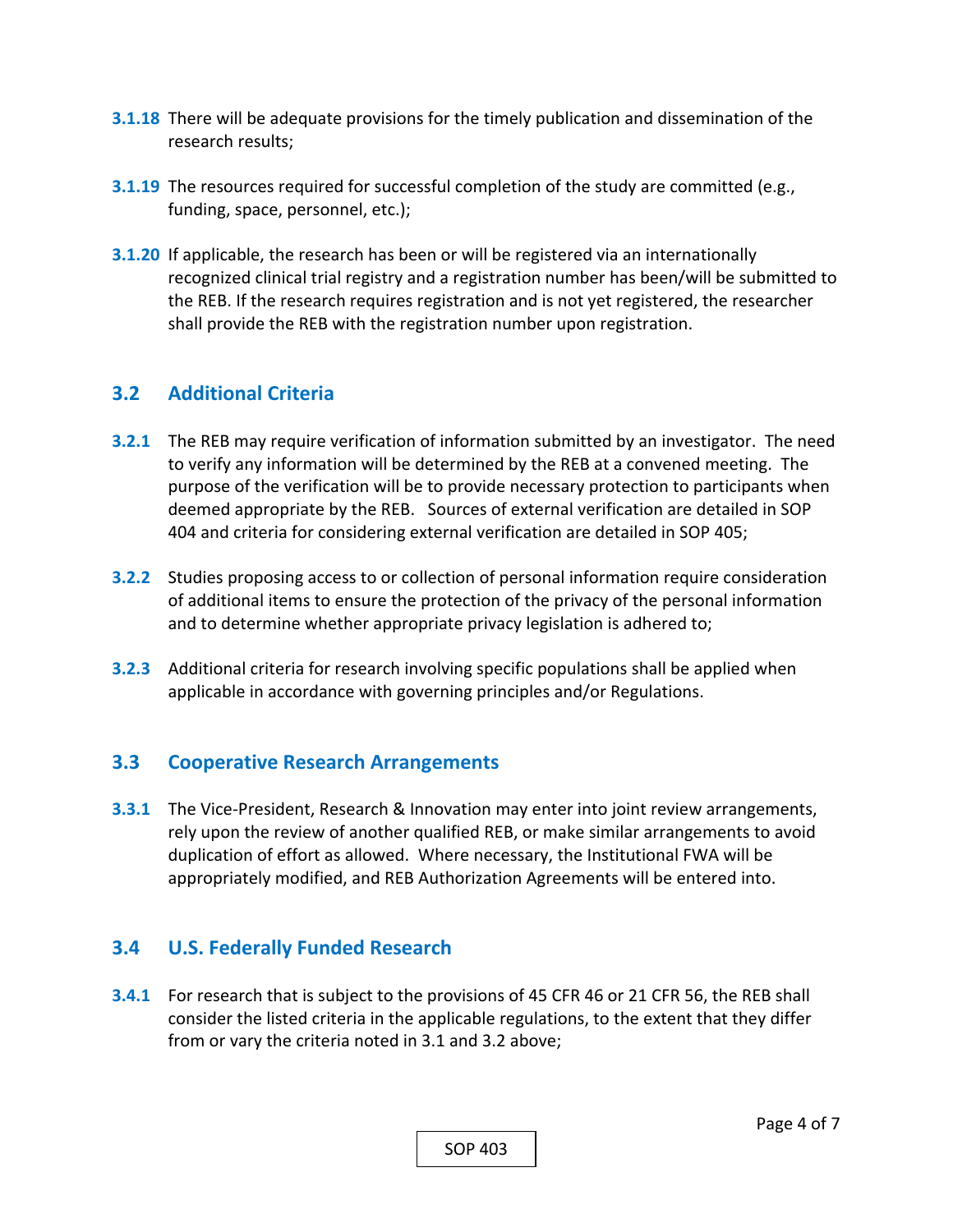**3.1.18** There will be adequate provisions for the timely publication and dissemination of the research results;

**3.1.19** The resources required for successful completion of the study are committed (e.g., funding, space, personnel, etc.);

**3.1.20** If applicable, the research has been or will be registered via an internationally recognized clinical trial registry and a registration number has been/will be submitted to the REB. If the research requires registration and is not yet registered, the researcher shall provide the REB with the registration number upon registration.

## 3.2 Additional Criteria

**3.2.1** The REB may require verification of information submitted by an investigator. The need to verify any information will be determined by the REB at a convened meeting. The purpose of the verification will be to provide necessary protection to participants when deemed appropriate by the REB. Sources of external verification are detailed in SOP 404 and criteria for considering external verification are detailed in SOP 405;

**3.2.2** Studies proposing access to or collection of personal information require consideration of additional items to ensure the protection of the privacy of the personal information and to determine whether appropriate privacy legislation is adhered to;

**3.2.3** Additional criteria for research involving specific populations shall be applied when applicable in accordance with governing principles and/or Regulations.

## 3.3 Cooperative Research Arrangements

**3.3.1** The Vice-President, Research & Innovation may enter into joint review arrangements, rely upon the review of another qualified REB, or make similar arrangements to avoid duplication of effort as allowed. Where necessary, the Institutional FWA will be appropriately modified, and REB Authorization Agreements will be entered into.

## 3.4 U.S. Federally Funded Research

**3.4.1** For research that is subject to the provisions of 45 CFR 46 or 21 CFR 56, the REB shall consider the listed criteria in the applicable regulations, to the extent that they differ from or vary the criteria noted in 3.1 and 3.2 above;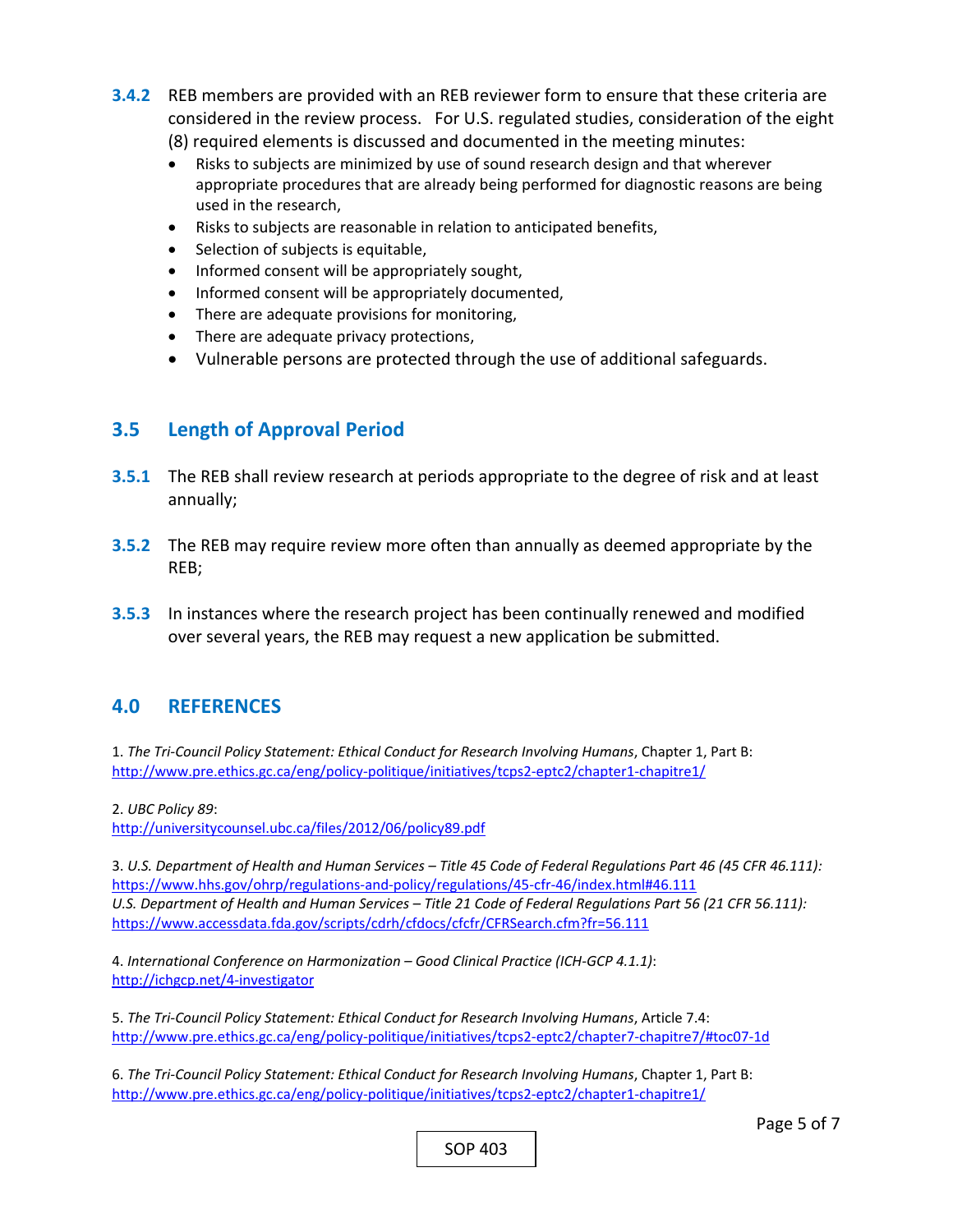**3.4.2** REB members are provided with an REB reviewer form to ensure that these criteria are considered in the review process. For U.S. regulated studies, consideration of the eight (8) required elements is discussed and documented in the meeting minutes:

- Risks to subjects are minimized by use of sound research design and that wherever appropriate procedures that are already being performed for diagnostic reasons are being used in the research,
- Risks to subjects are reasonable in relation to anticipated benefits,
- Selection of subjects is equitable,
- Informed consent will be appropriately sought,
- Informed consent will be appropriately documented,
- There are adequate provisions for monitoring,
- There are adequate privacy protections,
- Vulnerable persons are protected through the use of additional safeguards.

## 3.5 Length of Approval Period

**3.5.1** The REB shall review research at periods appropriate to the degree of risk and at least annually;

**3.5.2** The REB may require review more often than annually as deemed appropriate by the REB;

**3.5.3** In instances where the research project has been continually renewed and modified over several years, the REB may request a new application be submitted.

# 4.0 REFERENCES

1. *The Tri-Council Policy Statement: Ethical Conduct for Research Involving Humans*, Chapter 1, Part B:
http://www.pre.ethics.gc.ca/eng/policy-politique/initiatives/tcps2-eptc2/chapter1-chapitre1/

2. *UBC Policy 89*:
http://universitycounsel.ubc.ca/files/2012/06/policy89.pdf

3. *U.S. Department of Health and Human Services – Title 45 Code of Federal Regulations Part 46 (45 CFR 46.111):*
https://www.hhs.gov/ohrp/regulations-and-policy/regulations/45-cfr-46/index.html#46.111
*U.S. Department of Health and Human Services – Title 21 Code of Federal Regulations Part 56 (21 CFR 56.111):*
https://www.accessdata.fda.gov/scripts/cdrh/cfdocs/cfcfr/CFRSearch.cfm?fr=56.111

4. *International Conference on Harmonization – Good Clinical Practice (ICH-GCP 4.1.1)*:
http://ichgcp.net/4-investigator

5. *The Tri-Council Policy Statement: Ethical Conduct for Research Involving Humans*, Article 7.4:
http://www.pre.ethics.gc.ca/eng/policy-politique/initiatives/tcps2-eptc2/chapter7-chapitre7/#toc07-1d

6. *The Tri-Council Policy Statement: Ethical Conduct for Research Involving Humans*, Chapter 1, Part B:
http://www.pre.ethics.gc.ca/eng/policy-politique/initiatives/tcps2-eptc2/chapter1-chapitre1/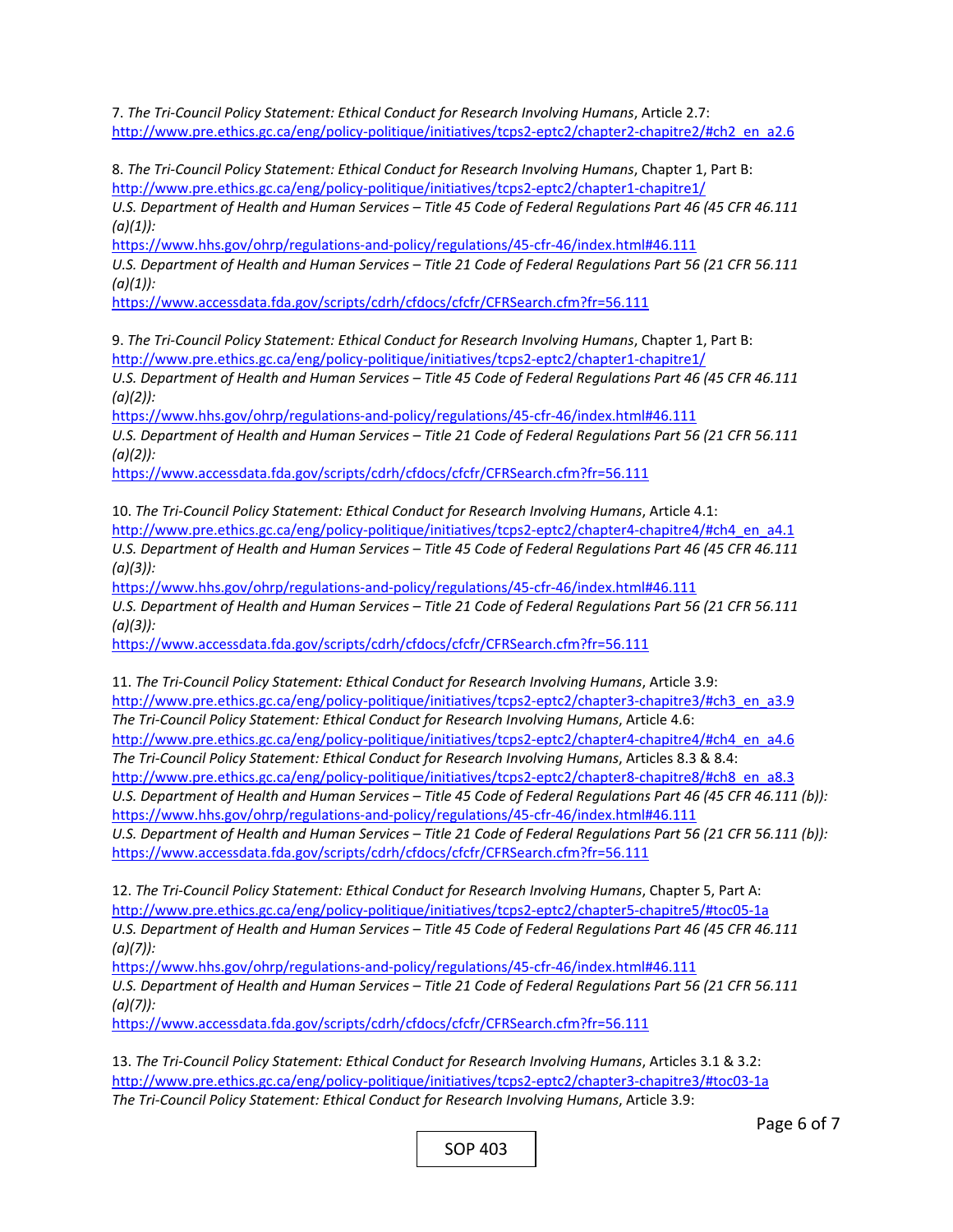7. *The Tri-Council Policy Statement: Ethical Conduct for Research Involving Humans*, Article 2.7:
http://www.pre.ethics.gc.ca/eng/policy-politique/initiatives/tcps2-eptc2/chapter2-chapitre2/#ch2_en_a2.6

8. *The Tri-Council Policy Statement: Ethical Conduct for Research Involving Humans*, Chapter 1, Part B:
http://www.pre.ethics.gc.ca/eng/policy-politique/initiatives/tcps2-eptc2/chapter1-chapitre1/
*U.S. Department of Health and Human Services – Title 45 Code of Federal Regulations Part 46 (45 CFR 46.111 (a)(1)):*
https://www.hhs.gov/ohrp/regulations-and-policy/regulations/45-cfr-46/index.html#46.111
*U.S. Department of Health and Human Services – Title 21 Code of Federal Regulations Part 56 (21 CFR 56.111 (a)(1)):*
https://www.accessdata.fda.gov/scripts/cdrh/cfdocs/cfcfr/CFRSearch.cfm?fr=56.111

9. *The Tri-Council Policy Statement: Ethical Conduct for Research Involving Humans*, Chapter 1, Part B:
http://www.pre.ethics.gc.ca/eng/policy-politique/initiatives/tcps2-eptc2/chapter1-chapitre1/
*U.S. Department of Health and Human Services – Title 45 Code of Federal Regulations Part 46 (45 CFR 46.111 (a)(2)):*
https://www.hhs.gov/ohrp/regulations-and-policy/regulations/45-cfr-46/index.html#46.111
*U.S. Department of Health and Human Services – Title 21 Code of Federal Regulations Part 56 (21 CFR 56.111 (a)(2)):*
https://www.accessdata.fda.gov/scripts/cdrh/cfdocs/cfcfr/CFRSearch.cfm?fr=56.111

10. *The Tri-Council Policy Statement: Ethical Conduct for Research Involving Humans*, Article 4.1:
http://www.pre.ethics.gc.ca/eng/policy-politique/initiatives/tcps2-eptc2/chapter4-chapitre4/#ch4_en_a4.1
*U.S. Department of Health and Human Services – Title 45 Code of Federal Regulations Part 46 (45 CFR 46.111 (a)(3)):*
https://www.hhs.gov/ohrp/regulations-and-policy/regulations/45-cfr-46/index.html#46.111
*U.S. Department of Health and Human Services – Title 21 Code of Federal Regulations Part 56 (21 CFR 56.111 (a)(3)):*
https://www.accessdata.fda.gov/scripts/cdrh/cfdocs/cfcfr/CFRSearch.cfm?fr=56.111

11. *The Tri-Council Policy Statement: Ethical Conduct for Research Involving Humans*, Article 3.9:
http://www.pre.ethics.gc.ca/eng/policy-politique/initiatives/tcps2-eptc2/chapter3-chapitre3/#ch3_en_a3.9
*The Tri-Council Policy Statement: Ethical Conduct for Research Involving Humans*, Article 4.6:
http://www.pre.ethics.gc.ca/eng/policy-politique/initiatives/tcps2-eptc2/chapter4-chapitre4/#ch4_en_a4.6
*The Tri-Council Policy Statement: Ethical Conduct for Research Involving Humans*, Articles 8.3 & 8.4:
http://www.pre.ethics.gc.ca/eng/policy-politique/initiatives/tcps2-eptc2/chapter8-chapitre8/#ch8_en_a8.3
*U.S. Department of Health and Human Services – Title 45 Code of Federal Regulations Part 46 (45 CFR 46.111 (b)):*
https://www.hhs.gov/ohrp/regulations-and-policy/regulations/45-cfr-46/index.html#46.111
*U.S. Department of Health and Human Services – Title 21 Code of Federal Regulations Part 56 (21 CFR 56.111 (b)):*
https://www.accessdata.fda.gov/scripts/cdrh/cfdocs/cfcfr/CFRSearch.cfm?fr=56.111

12. *The Tri-Council Policy Statement: Ethical Conduct for Research Involving Humans*, Chapter 5, Part A:
http://www.pre.ethics.gc.ca/eng/policy-politique/initiatives/tcps2-eptc2/chapter5-chapitre5/#toc05-1a
*U.S. Department of Health and Human Services – Title 45 Code of Federal Regulations Part 46 (45 CFR 46.111 (a)(7)):*
https://www.hhs.gov/ohrp/regulations-and-policy/regulations/45-cfr-46/index.html#46.111
*U.S. Department of Health and Human Services – Title 21 Code of Federal Regulations Part 56 (21 CFR 56.111 (a)(7)):*
https://www.accessdata.fda.gov/scripts/cdrh/cfdocs/cfcfr/CFRSearch.cfm?fr=56.111

13. *The Tri-Council Policy Statement: Ethical Conduct for Research Involving Humans*, Articles 3.1 & 3.2:
http://www.pre.ethics.gc.ca/eng/policy-politique/initiatives/tcps2-eptc2/chapter3-chapitre3/#toc03-1a
*The Tri-Council Policy Statement: Ethical Conduct for Research Involving Humans*, Article 3.9: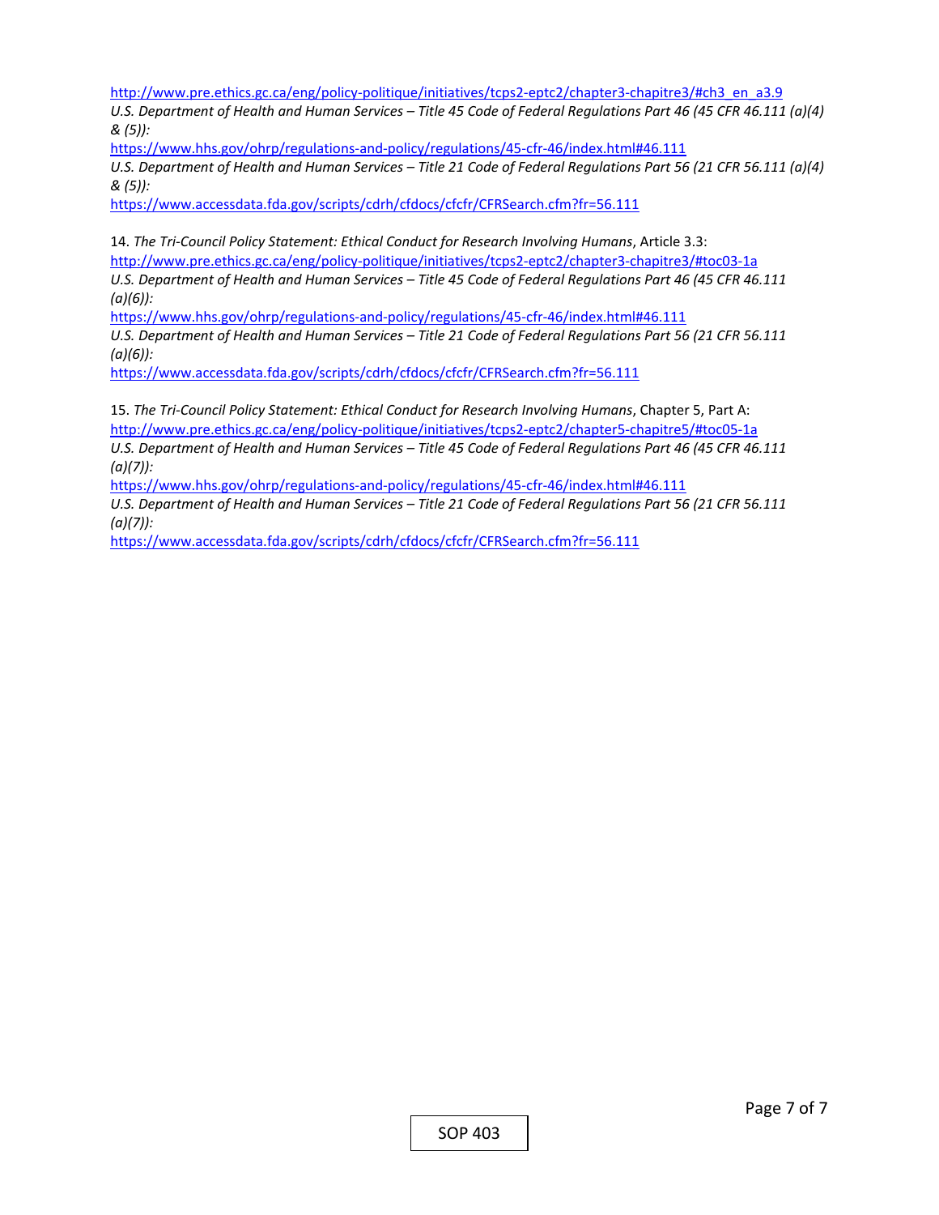http://www.pre.ethics.gc.ca/eng/policy-politique/initiatives/tcps2-eptc2/chapter3-chapitre3/#ch3_en_a3.9
*U.S. Department of Health and Human Services – Title 45 Code of Federal Regulations Part 46 (45 CFR 46.111 (a)(4) & (5)):*
https://www.hhs.gov/ohrp/regulations-and-policy/regulations/45-cfr-46/index.html#46.111
*U.S. Department of Health and Human Services – Title 21 Code of Federal Regulations Part 56 (21 CFR 56.111 (a)(4) & (5)):*
https://www.accessdata.fda.gov/scripts/cdrh/cfdocs/cfcfr/CFRSearch.cfm?fr=56.111

14. *The Tri-Council Policy Statement: Ethical Conduct for Research Involving Humans*, Article 3.3:
http://www.pre.ethics.gc.ca/eng/policy-politique/initiatives/tcps2-eptc2/chapter3-chapitre3/#toc03-1a
*U.S. Department of Health and Human Services – Title 45 Code of Federal Regulations Part 46 (45 CFR 46.111 (a)(6)):*
https://www.hhs.gov/ohrp/regulations-and-policy/regulations/45-cfr-46/index.html#46.111
*U.S. Department of Health and Human Services – Title 21 Code of Federal Regulations Part 56 (21 CFR 56.111 (a)(6)):*
https://www.accessdata.fda.gov/scripts/cdrh/cfdocs/cfcfr/CFRSearch.cfm?fr=56.111

15. *The Tri-Council Policy Statement: Ethical Conduct for Research Involving Humans*, Chapter 5, Part A:
http://www.pre.ethics.gc.ca/eng/policy-politique/initiatives/tcps2-eptc2/chapter5-chapitre5/#toc05-1a
*U.S. Department of Health and Human Services – Title 45 Code of Federal Regulations Part 46 (45 CFR 46.111 (a)(7)):*
https://www.hhs.gov/ohrp/regulations-and-policy/regulations/45-cfr-46/index.html#46.111
*U.S. Department of Health and Human Services – Title 21 Code of Federal Regulations Part 56 (21 CFR 56.111 (a)(7)):*
https://www.accessdata.fda.gov/scripts/cdrh/cfdocs/cfcfr/CFRSearch.cfm?fr=56.111